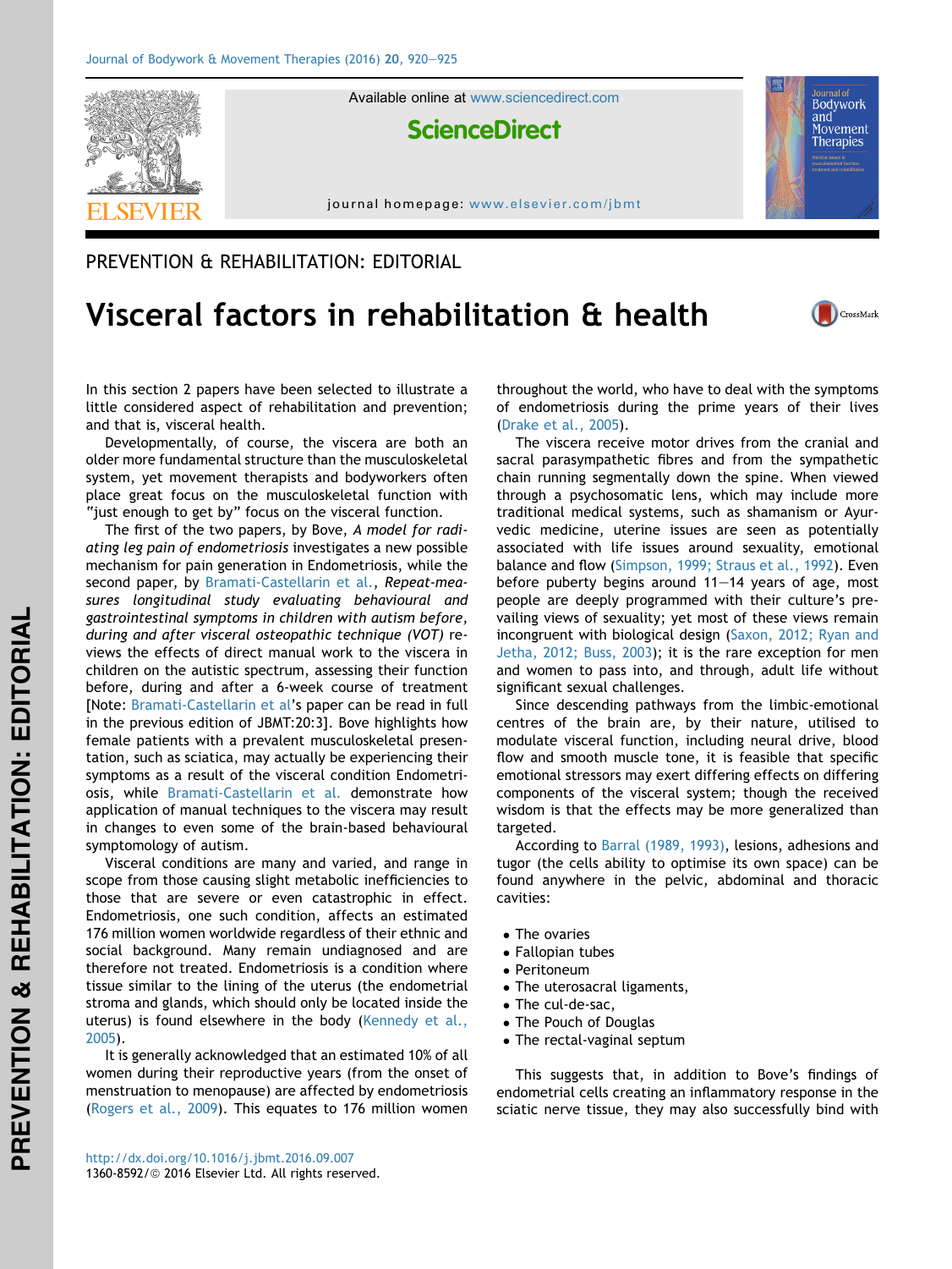PREVENTION & REHABILITATION: EDITORIAL

# Visceral factors in rehabilitation & health

In this section 2 papers have been selected to illustrate a little considered aspect of rehabilitation and prevention; and that is, visceral health.

Developmentally, of course, the viscera are both an older more fundamental structure than the musculoskeletal system, yet movement therapists and bodyworkers often place great focus on the musculoskeletal function with "just enough to get by" focus on the visceral function.

The first of the two papers, by Bove, *A model for radiating leg pain of endometriosis* investigates a new possible mechanism for pain generation in Endometriosis, while the second paper, by Bramati-Castellarin et al., *Repeat-measures longitudinal study evaluating behavioural and gastrointestinal symptoms in children with autism before, during and after visceral osteopathic technique (VOT)* reviews the effects of direct manual work to the viscera in children on the autistic spectrum, assessing their function before, during and after a 6-week course of treatment [Note: Bramati-Castellarin et al's paper can be read in full in the previous edition of JBMT:20:3]. Bove highlights how female patients with a prevalent musculoskeletal presentation, such as sciatica, may actually be experiencing their symptoms as a result of the visceral condition Endometriosis, while Bramati-Castellarin et al. demonstrate how application of manual techniques to the viscera may result in changes to even some of the brain-based behavioural symptomology of autism.

Visceral conditions are many and varied, and range in scope from those causing slight metabolic inefficiencies to those that are severe or even catastrophic in effect. Endometriosis, one such condition, affects an estimated 176 million women worldwide regardless of their ethnic and social background. Many remain undiagnosed and are therefore not treated. Endometriosis is a condition where tissue similar to the lining of the uterus (the endometrial stroma and glands, which should only be located inside the uterus) is found elsewhere in the body (Kennedy et al., 2005).

It is generally acknowledged that an estimated 10% of all women during their reproductive years (from the onset of menstruation to menopause) are affected by endometriosis (Rogers et al., 2009). This equates to 176 million women throughout the world, who have to deal with the symptoms of endometriosis during the prime years of their lives (Drake et al., 2005).

The viscera receive motor drives from the cranial and sacral parasympathetic fibres and from the sympathetic chain running segmentally down the spine. When viewed through a psychosomatic lens, which may include more traditional medical systems, such as shamanism or Ayurvedic medicine, uterine issues are seen as potentially associated with life issues around sexuality, emotional balance and flow (Simpson, 1999; Straus et al., 1992). Even before puberty begins around 11–14 years of age, most people are deeply programmed with their culture's prevailing views of sexuality; yet most of these views remain incongruent with biological design (Saxon, 2012; Ryan and Jetha, 2012; Buss, 2003); it is the rare exception for men and women to pass into, and through, adult life without significant sexual challenges.

Since descending pathways from the limbic-emotional centres of the brain are, by their nature, utilised to modulate visceral function, including neural drive, blood flow and smooth muscle tone, it is feasible that specific emotional stressors may exert differing effects on differing components of the visceral system; though the received wisdom is that the effects may be more generalized than targeted.

According to Barral (1989, 1993), lesions, adhesions and tugor (the cells ability to optimise its own space) can be found anywhere in the pelvic, abdominal and thoracic cavities:

- The ovaries
- Fallopian tubes
- Peritoneum
- The uterosacral ligaments,
- The cul-de-sac,
- The Pouch of Douglas
- The rectal-vaginal septum

This suggests that, in addition to Bove's findings of endometrial cells creating an inflammatory response in the sciatic nerve tissue, they may also successfully bind with

http://dx.doi.org/10.1016/j.jbmt.2016.09.007
1360-8592/© 2016 Elsevier Ltd. All rights reserved.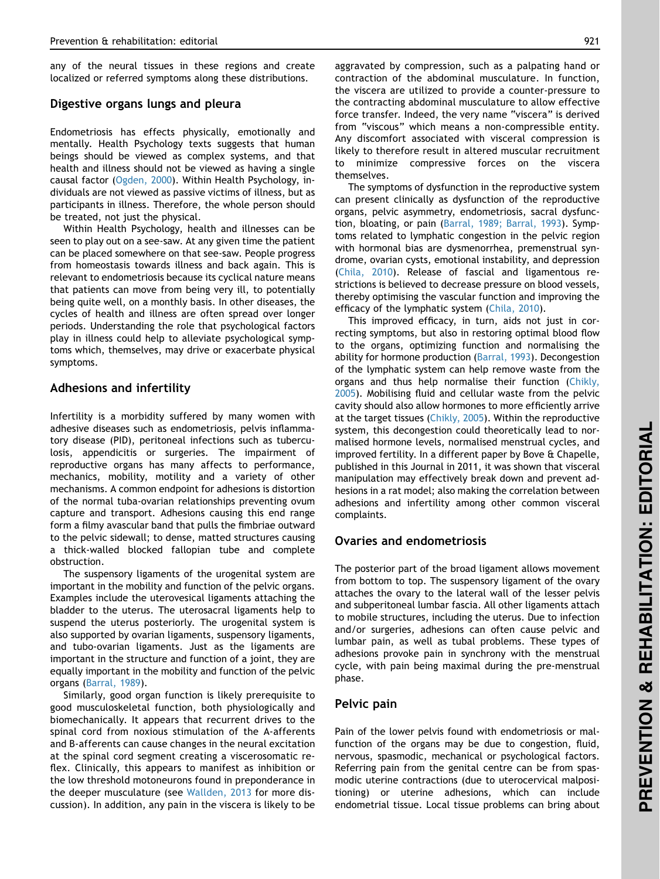any of the neural tissues in these regions and create localized or referred symptoms along these distributions.

## Digestive organs lungs and pleura

Endometriosis has effects physically, emotionally and mentally. Health Psychology texts suggests that human beings should be viewed as complex systems, and that health and illness should not be viewed as having a single causal factor (Ogden, 2000). Within Health Psychology, individuals are not viewed as passive victims of illness, but as participants in illness. Therefore, the whole person should be treated, not just the physical.

Within Health Psychology, health and illnesses can be seen to play out on a see-saw. At any given time the patient can be placed somewhere on that see-saw. People progress from homeostasis towards illness and back again. This is relevant to endometriosis because its cyclical nature means that patients can move from being very ill, to potentially being quite well, on a monthly basis. In other diseases, the cycles of health and illness are often spread over longer periods. Understanding the role that psychological factors play in illness could help to alleviate psychological symptoms which, themselves, may drive or exacerbate physical symptoms.

## Adhesions and infertility

Infertility is a morbidity suffered by many women with adhesive diseases such as endometriosis, pelvis inflammatory disease (PID), peritoneal infections such as tuberculosis, appendicitis or surgeries. The impairment of reproductive organs has many affects to performance, mechanics, mobility, motility and a variety of other mechanisms. A common endpoint for adhesions is distortion of the normal tuba-ovarian relationships preventing ovum capture and transport. Adhesions causing this end range form a filmy avascular band that pulls the fimbriae outward to the pelvic sidewall; to dense, matted structures causing a thick-walled blocked fallopian tube and complete obstruction.

The suspensory ligaments of the urogenital system are important in the mobility and function of the pelvic organs. Examples include the uterovesical ligaments attaching the bladder to the uterus. The uterosacral ligaments help to suspend the uterus posteriorly. The urogenital system is also supported by ovarian ligaments, suspensory ligaments, and tubo-ovarian ligaments. Just as the ligaments are important in the structure and function of a joint, they are equally important in the mobility and function of the pelvic organs (Barral, 1989).

Similarly, good organ function is likely prerequisite to good musculoskeletal function, both physiologically and biomechanically. It appears that recurrent drives to the spinal cord from noxious stimulation of the A-afferents and B-afferents can cause changes in the neural excitation at the spinal cord segment creating a viscerosomatic reflex. Clinically, this appears to manifest as inhibition or the low threshold motoneurons found in preponderance in the deeper musculature (see Wallden, 2013 for more discussion). In addition, any pain in the viscera is likely to be aggravated by compression, such as a palpating hand or contraction of the abdominal musculature. In function, the viscera are utilized to provide a counter-pressure to the contracting abdominal musculature to allow effective force transfer. Indeed, the very name "viscera" is derived from "viscous" which means a non-compressible entity. Any discomfort associated with visceral compression is likely to therefore result in altered muscular recruitment to minimize compressive forces on the viscera themselves.

The symptoms of dysfunction in the reproductive system can present clinically as dysfunction of the reproductive organs, pelvic asymmetry, endometriosis, sacral dysfunction, bloating, or pain (Barral, 1989; Barral, 1993). Symptoms related to lymphatic congestion in the pelvic region with hormonal bias are dysmenorrhea, premenstrual syndrome, ovarian cysts, emotional instability, and depression (Chila, 2010). Release of fascial and ligamentous restrictions is believed to decrease pressure on blood vessels, thereby optimising the vascular function and improving the efficacy of the lymphatic system (Chila, 2010).

This improved efficacy, in turn, aids not just in correcting symptoms, but also in restoring optimal blood flow to the organs, optimizing function and normalising the ability for hormone production (Barral, 1993). Decongestion of the lymphatic system can help remove waste from the organs and thus help normalise their function (Chikly, 2005). Mobilising fluid and cellular waste from the pelvic cavity should also allow hormones to more efficiently arrive at the target tissues (Chikly, 2005). Within the reproductive system, this decongestion could theoretically lead to normalised hormone levels, normalised menstrual cycles, and improved fertility. In a different paper by Bove & Chapelle, published in this Journal in 2011, it was shown that visceral manipulation may effectively break down and prevent adhesions in a rat model; also making the correlation between adhesions and infertility among other common visceral complaints.

## Ovaries and endometriosis

The posterior part of the broad ligament allows movement from bottom to top. The suspensory ligament of the ovary attaches the ovary to the lateral wall of the lesser pelvis and subperitoneal lumbar fascia. All other ligaments attach to mobile structures, including the uterus. Due to infection and/or surgeries, adhesions can often cause pelvic and lumbar pain, as well as tubal problems. These types of adhesions provoke pain in synchrony with the menstrual cycle, with pain being maximal during the pre-menstrual phase.

## Pelvic pain

Pain of the lower pelvis found with endometriosis or malfunction of the organs may be due to congestion, fluid, nervous, spasmodic, mechanical or psychological factors. Referring pain from the genital centre can be from spasmodic uterine contractions (due to uterocervical malpositioning) or uterine adhesions, which can include endometrial tissue. Local tissue problems can bring about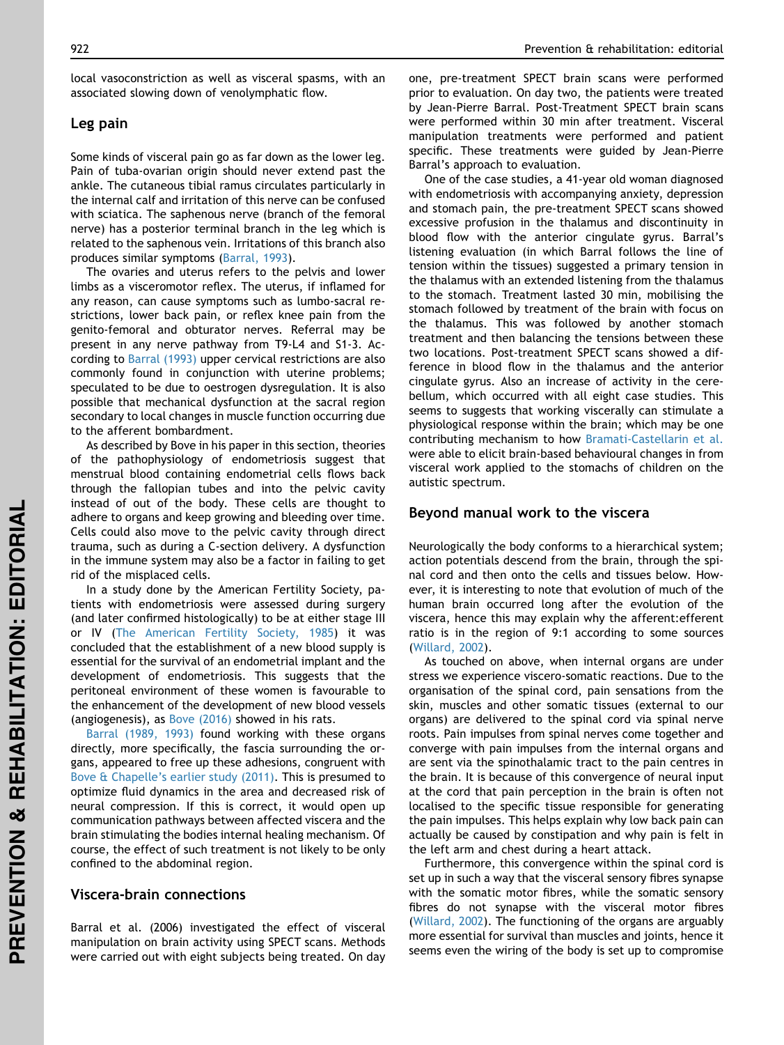local vasoconstriction as well as visceral spasms, with an associated slowing down of venolymphatic flow.

## Leg pain

Some kinds of visceral pain go as far down as the lower leg. Pain of tuba-ovarian origin should never extend past the ankle. The cutaneous tibial ramus circulates particularly in the internal calf and irritation of this nerve can be confused with sciatica. The saphenous nerve (branch of the femoral nerve) has a posterior terminal branch in the leg which is related to the saphenous vein. Irritations of this branch also produces similar symptoms (Barral, 1993).

The ovaries and uterus refers to the pelvis and lower limbs as a visceromotor reflex. The uterus, if inflamed for any reason, can cause symptoms such as lumbo-sacral restrictions, lower back pain, or reflex knee pain from the genito-femoral and obturator nerves. Referral may be present in any nerve pathway from T9-L4 and S1-3. According to Barral (1993) upper cervical restrictions are also commonly found in conjunction with uterine problems; speculated to be due to oestrogen dysregulation. It is also possible that mechanical dysfunction at the sacral region secondary to local changes in muscle function occurring due to the afferent bombardment.

As described by Bove in his paper in this section, theories of the pathophysiology of endometriosis suggest that menstrual blood containing endometrial cells flows back through the fallopian tubes and into the pelvic cavity instead of out of the body. These cells are thought to adhere to organs and keep growing and bleeding over time. Cells could also move to the pelvic cavity through direct trauma, such as during a C-section delivery. A dysfunction in the immune system may also be a factor in failing to get rid of the misplaced cells.

In a study done by the American Fertility Society, patients with endometriosis were assessed during surgery (and later confirmed histologically) to be at either stage III or IV (The American Fertility Society, 1985) it was concluded that the establishment of a new blood supply is essential for the survival of an endometrial implant and the development of endometriosis. This suggests that the peritoneal environment of these women is favourable to the enhancement of the development of new blood vessels (angiogenesis), as Bove (2016) showed in his rats.

Barral (1989, 1993) found working with these organs directly, more specifically, the fascia surrounding the organs, appeared to free up these adhesions, congruent with Bove & Chapelle's earlier study (2011). This is presumed to optimize fluid dynamics in the area and decreased risk of neural compression. If this is correct, it would open up communication pathways between affected viscera and the brain stimulating the bodies internal healing mechanism. Of course, the effect of such treatment is not likely to be only confined to the abdominal region.

## Viscera-brain connections

Barral et al. (2006) investigated the effect of visceral manipulation on brain activity using SPECT scans. Methods were carried out with eight subjects being treated. On day one, pre-treatment SPECT brain scans were performed prior to evaluation. On day two, the patients were treated by Jean-Pierre Barral. Post-Treatment SPECT brain scans were performed within 30 min after treatment. Visceral manipulation treatments were performed and patient specific. These treatments were guided by Jean-Pierre Barral's approach to evaluation.

One of the case studies, a 41-year old woman diagnosed with endometriosis with accompanying anxiety, depression and stomach pain, the pre-treatment SPECT scans showed excessive profusion in the thalamus and discontinuity in blood flow with the anterior cingulate gyrus. Barral's listening evaluation (in which Barral follows the line of tension within the tissues) suggested a primary tension in the thalamus with an extended listening from the thalamus to the stomach. Treatment lasted 30 min, mobilising the stomach followed by treatment of the brain with focus on the thalamus. This was followed by another stomach treatment and then balancing the tensions between these two locations. Post-treatment SPECT scans showed a difference in blood flow in the thalamus and the anterior cingulate gyrus. Also an increase of activity in the cerebellum, which occurred with all eight case studies. This seems to suggests that working viscerally can stimulate a physiological response within the brain; which may be one contributing mechanism to how Bramati-Castellarin et al. were able to elicit brain-based behavioural changes in from visceral work applied to the stomachs of children on the autistic spectrum.

## Beyond manual work to the viscera

Neurologically the body conforms to a hierarchical system; action potentials descend from the brain, through the spinal cord and then onto the cells and tissues below. However, it is interesting to note that evolution of much of the human brain occurred long after the evolution of the viscera, hence this may explain why the afferent:efferent ratio is in the region of 9:1 according to some sources (Willard, 2002).

As touched on above, when internal organs are under stress we experience viscero-somatic reactions. Due to the organisation of the spinal cord, pain sensations from the skin, muscles and other somatic tissues (external to our organs) are delivered to the spinal cord via spinal nerve roots. Pain impulses from spinal nerves come together and converge with pain impulses from the internal organs and are sent via the spinothalamic tract to the pain centres in the brain. It is because of this convergence of neural input at the cord that pain perception in the brain is often not localised to the specific tissue responsible for generating the pain impulses. This helps explain why low back pain can actually be caused by constipation and why pain is felt in the left arm and chest during a heart attack.

Furthermore, this convergence within the spinal cord is set up in such a way that the visceral sensory fibres synapse with the somatic motor fibres, while the somatic sensory fibres do not synapse with the visceral motor fibres (Willard, 2002). The functioning of the organs are arguably more essential for survival than muscles and joints, hence it seems even the wiring of the body is set up to compromise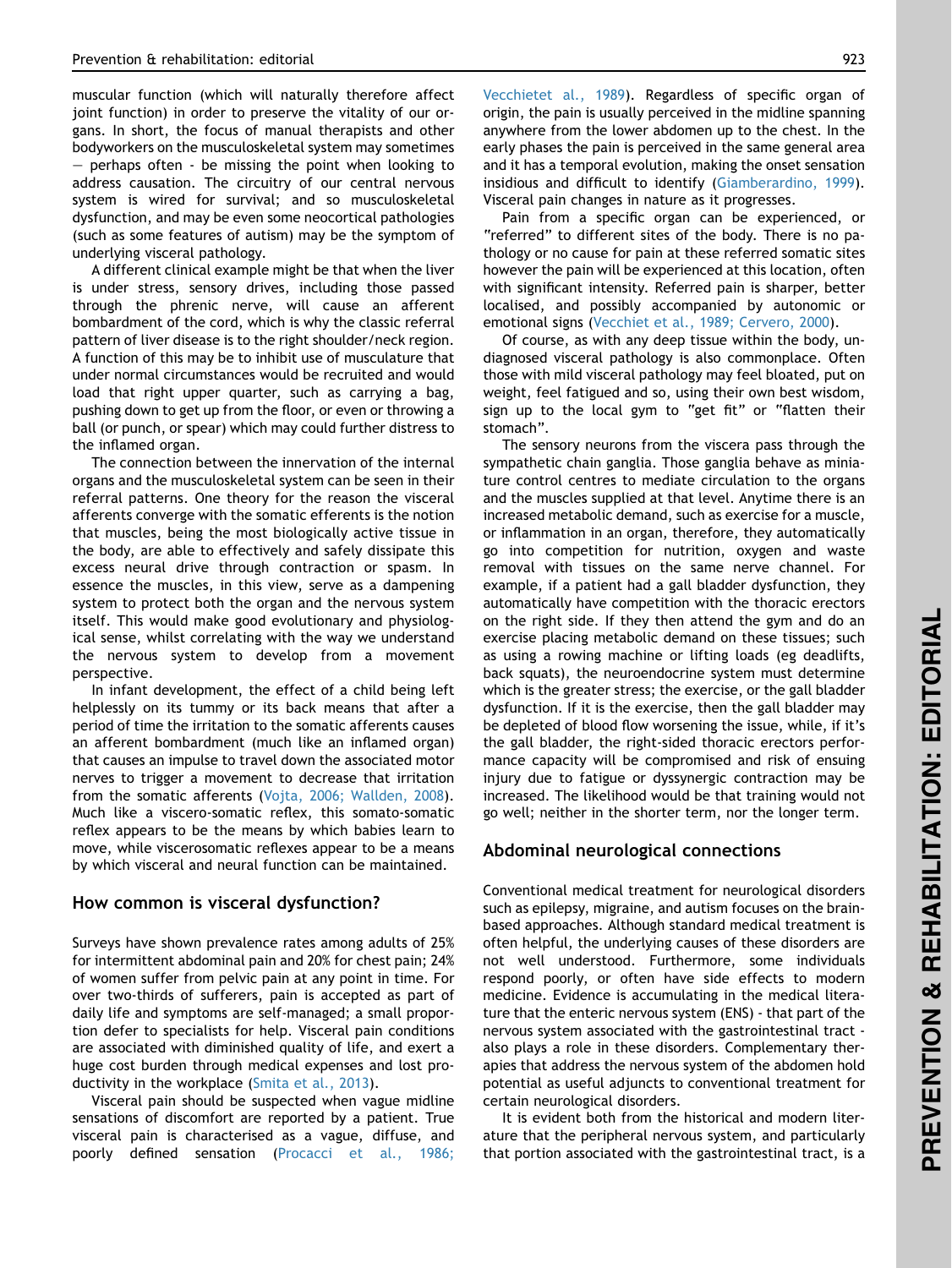muscular function (which will naturally therefore affect joint function) in order to preserve the vitality of our organs. In short, the focus of manual therapists and other bodyworkers on the musculoskeletal system may sometimes — perhaps often - be missing the point when looking to address causation. The circuitry of our central nervous system is wired for survival; and so musculoskeletal dysfunction, and may be even some neocortical pathologies (such as some features of autism) may be the symptom of underlying visceral pathology.

A different clinical example might be that when the liver is under stress, sensory drives, including those passed through the phrenic nerve, will cause an afferent bombardment of the cord, which is why the classic referral pattern of liver disease is to the right shoulder/neck region. A function of this may be to inhibit use of musculature that under normal circumstances would be recruited and would load that right upper quarter, such as carrying a bag, pushing down to get up from the floor, or even or throwing a ball (or punch, or spear) which may could further distress to the inflamed organ.

The connection between the innervation of the internal organs and the musculoskeletal system can be seen in their referral patterns. One theory for the reason the visceral afferents converge with the somatic efferents is the notion that muscles, being the most biologically active tissue in the body, are able to effectively and safely dissipate this excess neural drive through contraction or spasm. In essence the muscles, in this view, serve as a dampening system to protect both the organ and the nervous system itself. This would make good evolutionary and physiological sense, whilst correlating with the way we understand the nervous system to develop from a movement perspective.

In infant development, the effect of a child being left helplessly on its tummy or its back means that after a period of time the irritation to the somatic afferents causes an afferent bombardment (much like an inflamed organ) that causes an impulse to travel down the associated motor nerves to trigger a movement to decrease that irritation from the somatic afferents (Vojta, 2006; Wallden, 2008). Much like a viscero-somatic reflex, this somato-somatic reflex appears to be the means by which babies learn to move, while viscerosomatic reflexes appear to be a means by which visceral and neural function can be maintained.

## How common is visceral dysfunction?

Surveys have shown prevalence rates among adults of 25% for intermittent abdominal pain and 20% for chest pain; 24% of women suffer from pelvic pain at any point in time. For over two-thirds of sufferers, pain is accepted as part of daily life and symptoms are self-managed; a small proportion defer to specialists for help. Visceral pain conditions are associated with diminished quality of life, and exert a huge cost burden through medical expenses and lost productivity in the workplace (Smita et al., 2013).

Visceral pain should be suspected when vague midline sensations of discomfort are reported by a patient. True visceral pain is characterised as a vague, diffuse, and poorly defined sensation (Procacci et al., 1986; Vecchietet al., 1989). Regardless of specific organ of origin, the pain is usually perceived in the midline spanning anywhere from the lower abdomen up to the chest. In the early phases the pain is perceived in the same general area and it has a temporal evolution, making the onset sensation insidious and difficult to identify (Giamberardino, 1999). Visceral pain changes in nature as it progresses.

Pain from a specific organ can be experienced, or "referred" to different sites of the body. There is no pathology or no cause for pain at these referred somatic sites however the pain will be experienced at this location, often with significant intensity. Referred pain is sharper, better localised, and possibly accompanied by autonomic or emotional signs (Vecchiet et al., 1989; Cervero, 2000).

Of course, as with any deep tissue within the body, undiagnosed visceral pathology is also commonplace. Often those with mild visceral pathology may feel bloated, put on weight, feel fatigued and so, using their own best wisdom, sign up to the local gym to "get fit" or "flatten their stomach".

The sensory neurons from the viscera pass through the sympathetic chain ganglia. Those ganglia behave as miniature control centres to mediate circulation to the organs and the muscles supplied at that level. Anytime there is an increased metabolic demand, such as exercise for a muscle, or inflammation in an organ, therefore, they automatically go into competition for nutrition, oxygen and waste removal with tissues on the same nerve channel. For example, if a patient had a gall bladder dysfunction, they automatically have competition with the thoracic erectors on the right side. If they then attend the gym and do an exercise placing metabolic demand on these tissues; such as using a rowing machine or lifting loads (eg deadlifts, back squats), the neuroendocrine system must determine which is the greater stress; the exercise, or the gall bladder dysfunction. If it is the exercise, then the gall bladder may be depleted of blood flow worsening the issue, while, if it's the gall bladder, the right-sided thoracic erectors performance capacity will be compromised and risk of ensuing injury due to fatigue or dyssynergic contraction may be increased. The likelihood would be that training would not go well; neither in the shorter term, nor the longer term.

## Abdominal neurological connections

Conventional medical treatment for neurological disorders such as epilepsy, migraine, and autism focuses on the brain-based approaches. Although standard medical treatment is often helpful, the underlying causes of these disorders are not well understood. Furthermore, some individuals respond poorly, or often have side effects to modern medicine. Evidence is accumulating in the medical literature that the enteric nervous system (ENS) - that part of the nervous system associated with the gastrointestinal tract - also plays a role in these disorders. Complementary therapies that address the nervous system of the abdomen hold potential as useful adjuncts to conventional treatment for certain neurological disorders.

It is evident both from the historical and modern literature that the peripheral nervous system, and particularly that portion associated with the gastrointestinal tract, is a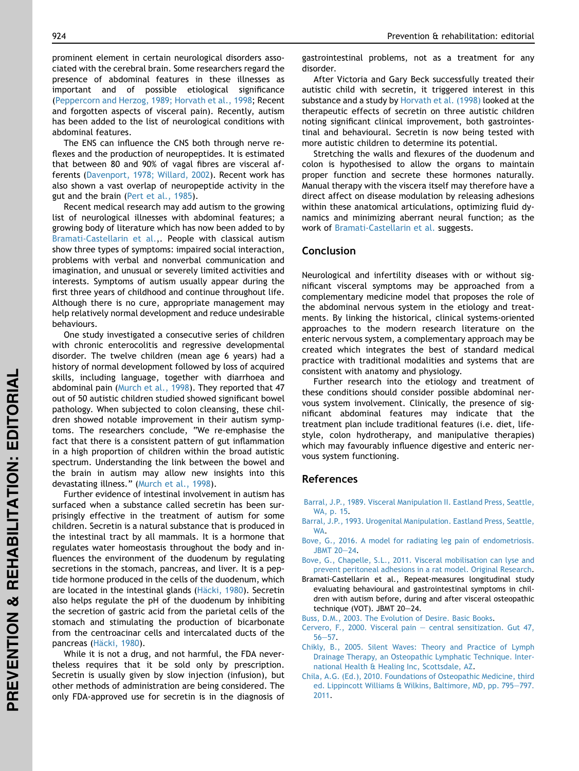prominent element in certain neurological disorders associated with the cerebral brain. Some researchers regard the presence of abdominal features in these illnesses as important and of possible etiological significance (Peppercorn and Herzog, 1989; Horvath et al., 1998; Recent and forgotten aspects of visceral pain). Recently, autism has been added to the list of neurological conditions with abdominal features.

The ENS can influence the CNS both through nerve reflexes and the production of neuropeptides. It is estimated that between 80 and 90% of vagal fibres are visceral afferents (Davenport, 1978; Willard, 2002). Recent work has also shown a vast overlap of neuropeptide activity in the gut and the brain (Pert et al., 1985).

Recent medical research may add autism to the growing list of neurological illnesses with abdominal features; a growing body of literature which has now been added to by Bramati-Castellarin et al.,. People with classical autism show three types of symptoms: impaired social interaction, problems with verbal and nonverbal communication and imagination, and unusual or severely limited activities and interests. Symptoms of autism usually appear during the first three years of childhood and continue throughout life. Although there is no cure, appropriate management may help relatively normal development and reduce undesirable behaviours.

One study investigated a consecutive series of children with chronic enterocolitis and regressive developmental disorder. The twelve children (mean age 6 years) had a history of normal development followed by loss of acquired skills, including language, together with diarrhoea and abdominal pain (Murch et al., 1998). They reported that 47 out of 50 autistic children studied showed significant bowel pathology. When subjected to colon cleansing, these children showed notable improvement in their autism symptoms. The researchers conclude, "We re-emphasise the fact that there is a consistent pattern of gut inflammation in a high proportion of children within the broad autistic spectrum. Understanding the link between the bowel and the brain in autism may allow new insights into this devastating illness." (Murch et al., 1998).

Further evidence of intestinal involvement in autism has surfaced when a substance called secretin has been surprisingly effective in the treatment of autism for some children. Secretin is a natural substance that is produced in the intestinal tract by all mammals. It is a hormone that regulates water homeostasis throughout the body and influences the environment of the duodenum by regulating secretions in the stomach, pancreas, and liver. It is a peptide hormone produced in the cells of the duodenum, which are located in the intestinal glands (Häcki, 1980). Secretin also helps regulate the pH of the duodenum by inhibiting the secretion of gastric acid from the parietal cells of the stomach and stimulating the production of bicarbonate from the centroacinar cells and intercalated ducts of the pancreas (Häcki, 1980).

While it is not a drug, and not harmful, the FDA nevertheless requires that it be sold only by prescription. Secretin is usually given by slow injection (infusion), but other methods of administration are being considered. The only FDA-approved use for secretin is in the diagnosis of gastrointestinal problems, not as a treatment for any disorder.

After Victoria and Gary Beck successfully treated their autistic child with secretin, it triggered interest in this substance and a study by Horvath et al. (1998) looked at the therapeutic effects of secretin on three autistic children noting significant clinical improvement, both gastrointestinal and behavioural. Secretin is now being tested with more autistic children to determine its potential.

Stretching the walls and flexures of the duodenum and colon is hypothesised to allow the organs to maintain proper function and secrete these hormones naturally. Manual therapy with the viscera itself may therefore have a direct affect on disease modulation by releasing adhesions within these anatomical articulations, optimizing fluid dynamics and minimizing aberrant neural function; as the work of Bramati-Castellarin et al. suggests.

## Conclusion

Neurological and infertility diseases with or without significant visceral symptoms may be approached from a complementary medicine model that proposes the role of the abdominal nervous system in the etiology and treatments. By linking the historical, clinical systems-oriented approaches to the modern research literature on the enteric nervous system, a complementary approach may be created which integrates the best of standard medical practice with traditional modalities and systems that are consistent with anatomy and physiology.

Further research into the etiology and treatment of these conditions should consider possible abdominal nervous system involvement. Clinically, the presence of significant abdominal features may indicate that the treatment plan include traditional features (i.e. diet, lifestyle, colon hydrotherapy, and manipulative therapies) which may favourably influence digestive and enteric nervous system functioning.

## References

Barral, J.P., 1989. Visceral Manipulation II. Eastland Press, Seattle, WA, p. 15.

Barral, J.P., 1993. Urogenital Manipulation. Eastland Press, Seattle, WA.

Bove, G., 2016. A model for radiating leg pain of endometriosis. JBMT 20–24.

Bove, G., Chapelle, S.L., 2011. Visceral mobilisation can lyse and prevent peritoneal adhesions in a rat model. Original Research.

Bramati-Castellarin et al., Repeat-measures longitudinal study evaluating behavioural and gastrointestinal symptoms in children with autism before, during and after visceral osteopathic technique (VOT). JBMT 20–24.

Buss, D.M., 2003. The Evolution of Desire. Basic Books.

Cervero, F., 2000. Visceral pain – central sensitization. Gut 47, 56–57.

Chikly, B., 2005. Silent Waves: Theory and Practice of Lymph Drainage Therapy, an Osteopathic Lymphatic Technique. International Health & Healing Inc, Scottsdale, AZ.

Chila, A.G. (Ed.), 2010. Foundations of Osteopathic Medicine, third ed. Lippincott Williams & Wilkins, Baltimore, MD, pp. 795–797. 2011.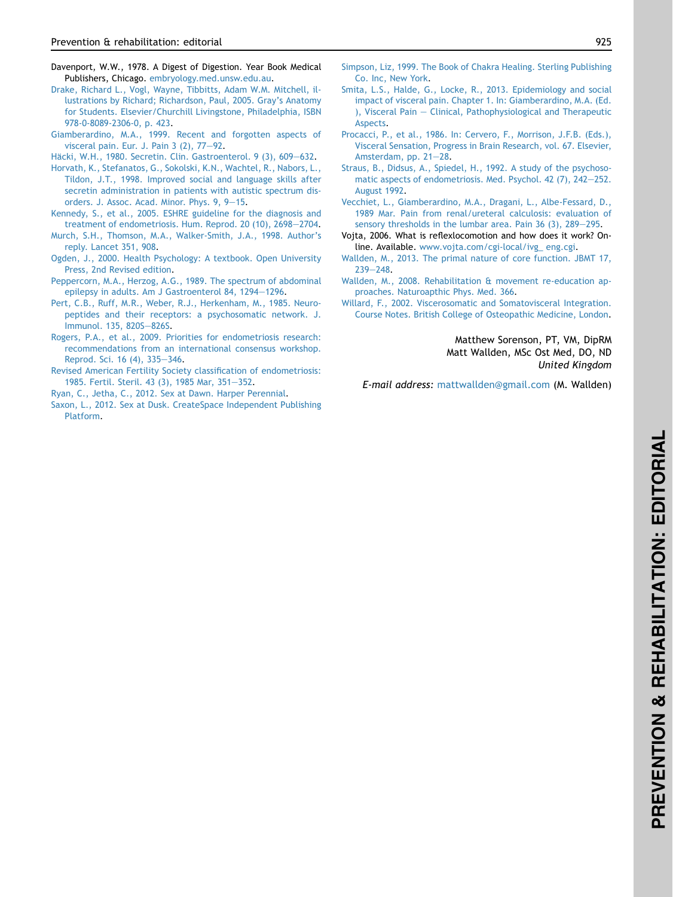Davenport, W.W., 1978. A Digest of Digestion. Year Book Medical Publishers, Chicago. embryology.med.unsw.edu.au.

Drake, Richard L., Vogl, Wayne, Tibbitts, Adam W.M. Mitchell, illustrations by Richard; Richardson, Paul, 2005. Gray's Anatomy for Students. Elsevier/Churchill Livingstone, Philadelphia, ISBN 978-0-8089-2306-0, p. 423.

Giamberardino, M.A., 1999. Recent and forgotten aspects of visceral pain. Eur. J. Pain 3 (2), 77–92.

Häcki, W.H., 1980. Secretin. Clin. Gastroenterol. 9 (3), 609–632.

Horvath, K., Stefanatos, G., Sokolski, K.N., Wachtel, R., Nabors, L., Tildon, J.T., 1998. Improved social and language skills after secretin administration in patients with autistic spectrum disorders. J. Assoc. Acad. Minor. Phys. 9, 9–15.

Kennedy, S., et al., 2005. ESHRE guideline for the diagnosis and treatment of endometriosis. Hum. Reprod. 20 (10), 2698–2704.

Murch, S.H., Thomson, M.A., Walker-Smith, J.A., 1998. Author's reply. Lancet 351, 908.

Ogden, J., 2000. Health Psychology: A textbook. Open University Press, 2nd Revised edition.

Peppercorn, M.A., Herzog, A.G., 1989. The spectrum of abdominal epilepsy in adults. Am J Gastroenterol 84, 1294–1296.

Pert, C.B., Ruff, M.R., Weber, R.J., Herkenham, M., 1985. Neuropeptides and their receptors: a psychosomatic network. J. Immunol. 135, 820S–826S.

Rogers, P.A., et al., 2009. Priorities for endometriosis research: recommendations from an international consensus workshop. Reprod. Sci. 16 (4), 335–346.

Revised American Fertility Society classification of endometriosis: 1985. Fertil. Steril. 43 (3), 1985 Mar, 351–352.

Ryan, C., Jetha, C., 2012. Sex at Dawn. Harper Perennial.

Saxon, L., 2012. Sex at Dusk. CreateSpace Independent Publishing Platform.

Simpson, Liz, 1999. The Book of Chakra Healing. Sterling Publishing Co. Inc, New York.

Smita, L.S., Halde, G., Locke, R., 2013. Epidemiology and social impact of visceral pain. Chapter 1. In: Giamberardino, M.A. (Ed.), Visceral Pain — Clinical, Pathophysiological and Therapeutic Aspects.

Procacci, P., et al., 1986. In: Cervero, F., Morrison, J.F.B. (Eds.), Visceral Sensation, Progress in Brain Research, vol. 67. Elsevier, Amsterdam, pp. 21–28.

Straus, B., Didsus, A., Spiedel, H., 1992. A study of the psychosomatic aspects of endometriosis. Med. Psychol. 42 (7), 242–252. August 1992.

Vecchiet, L., Giamberardino, M.A., Dragani, L., Albe-Fessard, D., 1989 Mar. Pain from renal/ureteral calculosis: evaluation of sensory thresholds in the lumbar area. Pain 36 (3), 289–295.

Vojta, 2006. What is reflexlocomotion and how does it work? Online. Available. www.vojta.com/cgi-local/ivg_ eng.cgi.

Wallden, M., 2013. The primal nature of core function. JBMT 17, 239–248.

Wallden, M., 2008. Rehabilitation & movement re-education approaches. Naturoapthic Phys. Med. 366.

Willard, F., 2002. Viscerosomatic and Somatovisceral Integration. Course Notes. British College of Osteopathic Medicine, London.

Matthew Sorenson, PT, VM, DipRM
Matt Wallden, MSc Ost Med, DO, ND
*United Kingdom*

*E-mail address:* mattwallden@gmail.com (M. Wallden)